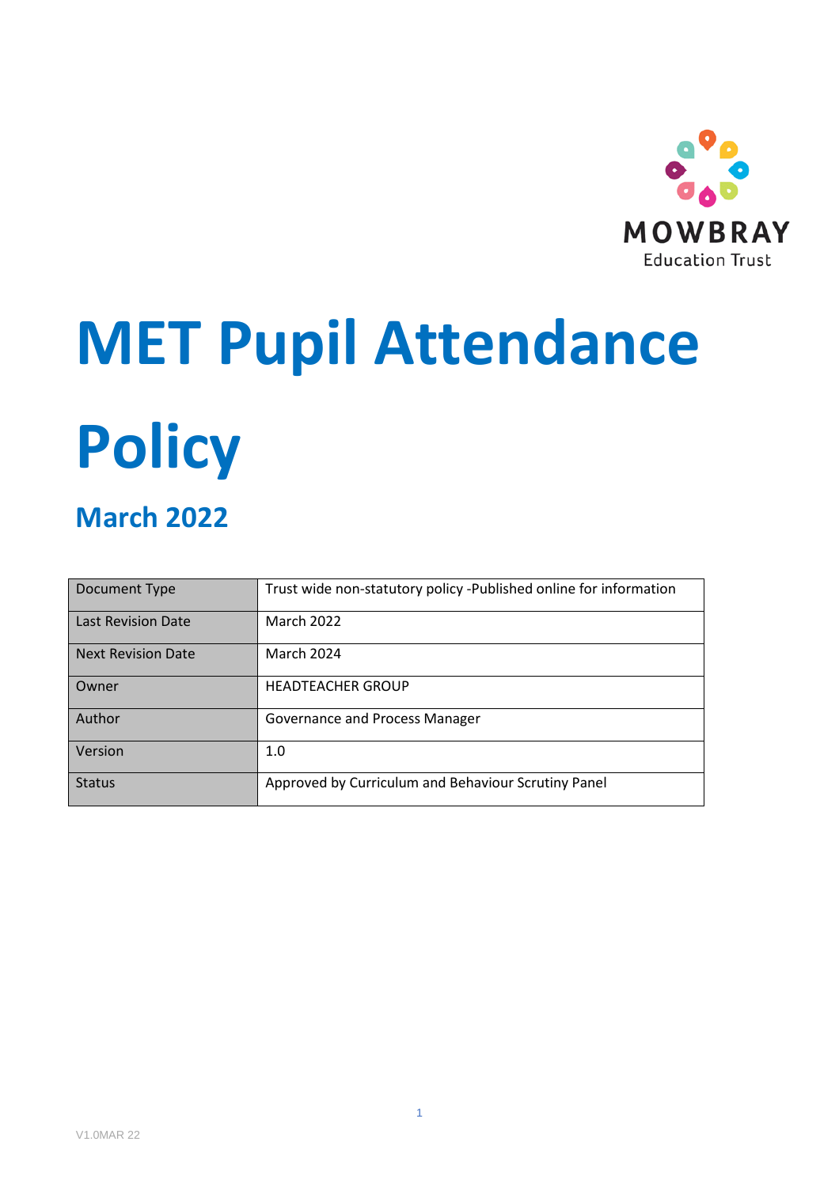MOWBRAY Education Trust

# MET Pupil Attendance Policy

## March 2022

| Document Type | Trust wide non-statutory policy -Published online for information |
|---|---|
| Last Revision Date | March 2022 |
| Next Revision Date | March 2024 |
| Owner | HEADTEACHER GROUP |
| Author | Governance and Process Manager |
| Version | 1.0 |
| Status | Approved by Curriculum and Behaviour Scrutiny Panel |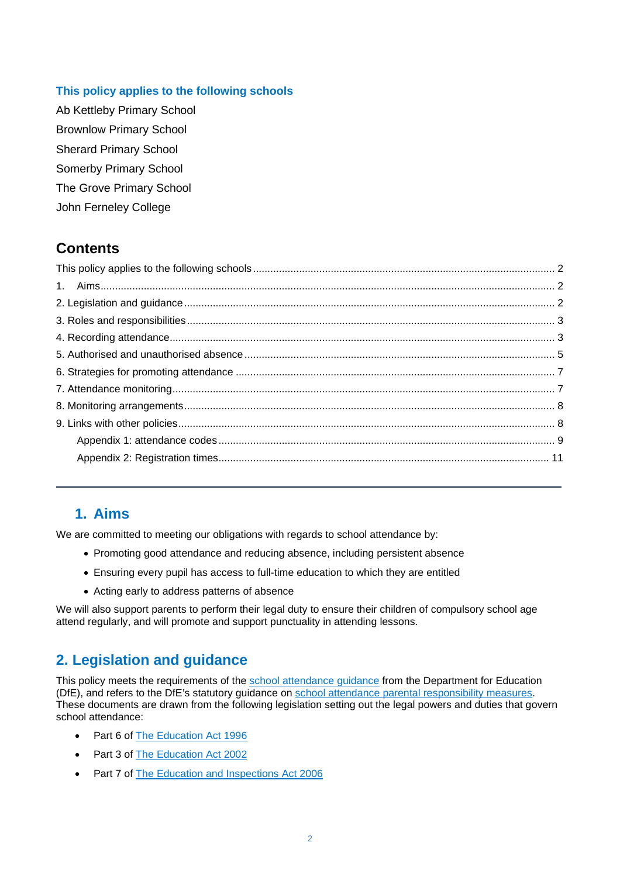## This policy applies to the following schools

Ab Kettleby Primary School

Brownlow Primary School

Sherard Primary School

Somerby Primary School

The Grove Primary School

John Ferneley College

## Contents

This policy applies to the following schools ........ 2
1. Aims ........ 2
2. Legislation and guidance ........ 2
3. Roles and responsibilities ........ 3
4. Recording attendance ........ 3
5. Authorised and unauthorised absence ........ 5
6. Strategies for promoting attendance ........ 7
7. Attendance monitoring ........ 7
8. Monitoring arrangements ........ 8
9. Links with other policies ........ 8
Appendix 1: attendance codes ........ 9
Appendix 2: Registration times ........ 11

---

## 1. Aims

We are committed to meeting our obligations with regards to school attendance by:

- Promoting good attendance and reducing absence, including persistent absence
- Ensuring every pupil has access to full-time education to which they are entitled
- Acting early to address patterns of absence

We will also support parents to perform their legal duty to ensure their children of compulsory school age attend regularly, and will promote and support punctuality in attending lessons.

## 2. Legislation and guidance

This policy meets the requirements of the school attendance guidance from the Department for Education (DfE), and refers to the DfE's statutory guidance on school attendance parental responsibility measures. These documents are drawn from the following legislation setting out the legal powers and duties that govern school attendance:

- Part 6 of The Education Act 1996
- Part 3 of The Education Act 2002
- Part 7 of The Education and Inspections Act 2006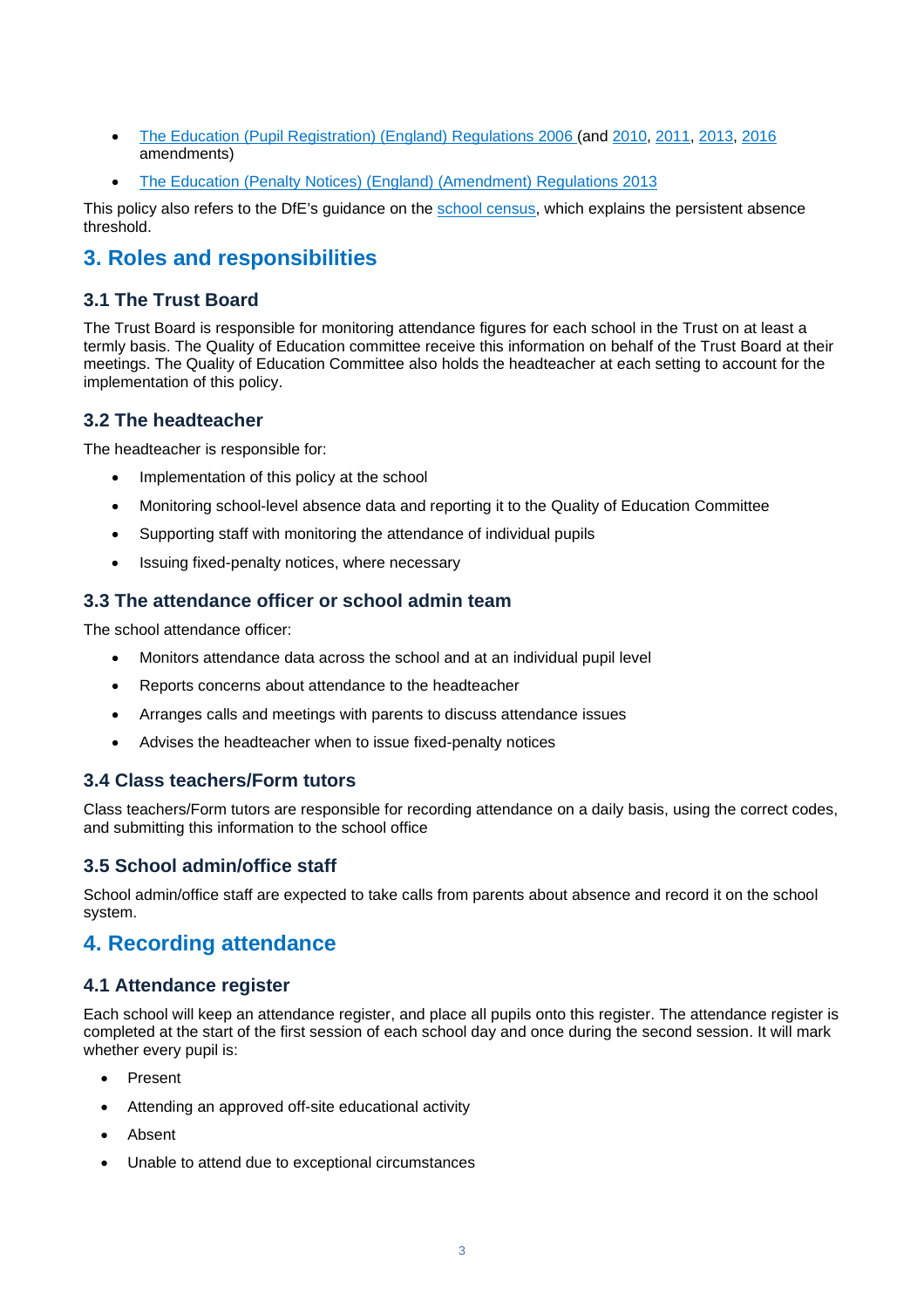- The Education (Pupil Registration) (England) Regulations 2006 (and 2010, 2011, 2013, 2016 amendments)
- The Education (Penalty Notices) (England) (Amendment) Regulations 2013

This policy also refers to the DfE's guidance on the school census, which explains the persistent absence threshold.

## 3. Roles and responsibilities

### 3.1 The Trust Board

The Trust Board is responsible for monitoring attendance figures for each school in the Trust on at least a termly basis. The Quality of Education committee receive this information on behalf of the Trust Board at their meetings. The Quality of Education Committee also holds the headteacher at each setting to account for the implementation of this policy.

### 3.2 The headteacher

The headteacher is responsible for:

- Implementation of this policy at the school
- Monitoring school-level absence data and reporting it to the Quality of Education Committee
- Supporting staff with monitoring the attendance of individual pupils
- Issuing fixed-penalty notices, where necessary

### 3.3 The attendance officer or school admin team

The school attendance officer:

- Monitors attendance data across the school and at an individual pupil level
- Reports concerns about attendance to the headteacher
- Arranges calls and meetings with parents to discuss attendance issues
- Advises the headteacher when to issue fixed-penalty notices

### 3.4 Class teachers/Form tutors

Class teachers/Form tutors are responsible for recording attendance on a daily basis, using the correct codes, and submitting this information to the school office

### 3.5 School admin/office staff

School admin/office staff are expected to take calls from parents about absence and record it on the school system.

## 4. Recording attendance

### 4.1 Attendance register

Each school will keep an attendance register, and place all pupils onto this register. The attendance register is completed at the start of the first session of each school day and once during the second session. It will mark whether every pupil is:

- Present
- Attending an approved off-site educational activity
- Absent
- Unable to attend due to exceptional circumstances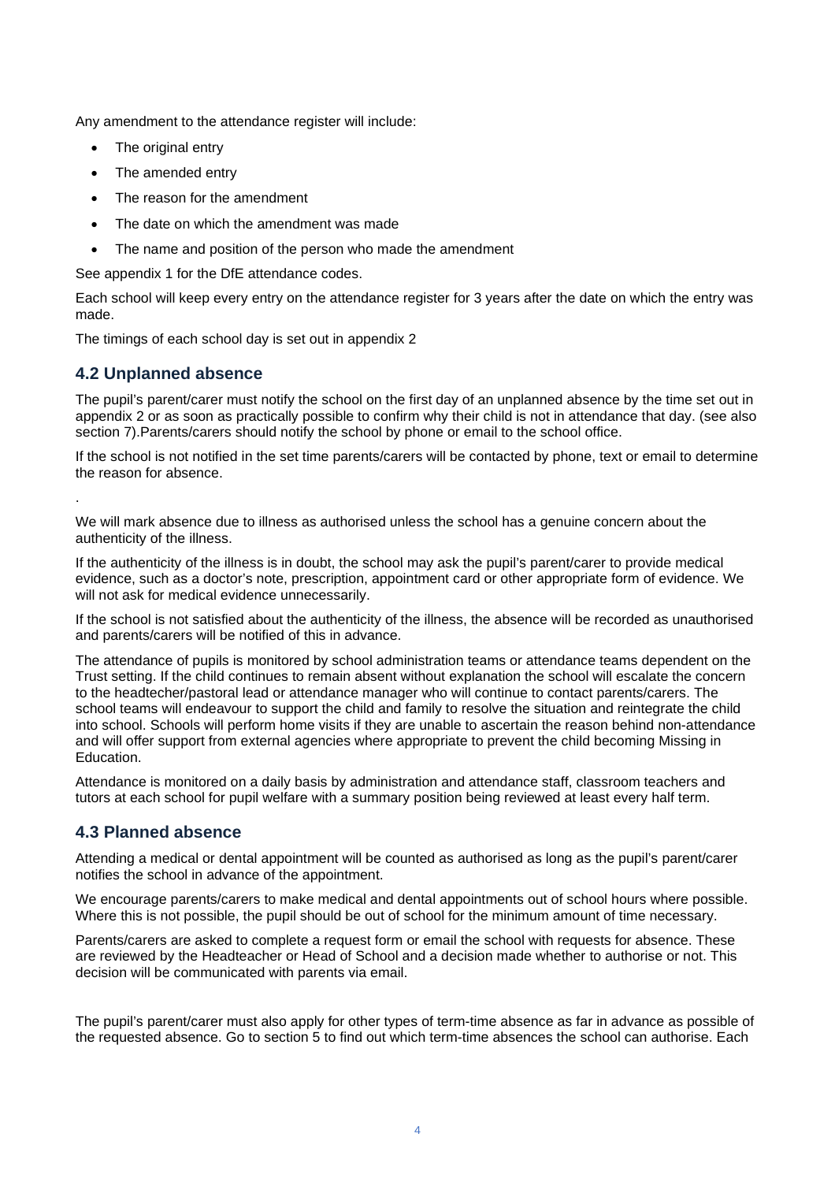Any amendment to the attendance register will include:

- The original entry
- The amended entry
- The reason for the amendment
- The date on which the amendment was made
- The name and position of the person who made the amendment

See appendix 1 for the DfE attendance codes.

Each school will keep every entry on the attendance register for 3 years after the date on which the entry was made.

The timings of each school day is set out in appendix 2

## 4.2 Unplanned absence

The pupil's parent/carer must notify the school on the first day of an unplanned absence by the time set out in appendix 2 or as soon as practically possible to confirm why their child is not in attendance that day. (see also section 7).Parents/carers should notify the school by phone or email to the school office.

If the school is not notified in the set time parents/carers will be contacted by phone, text or email to determine the reason for absence.

.

We will mark absence due to illness as authorised unless the school has a genuine concern about the authenticity of the illness.

If the authenticity of the illness is in doubt, the school may ask the pupil's parent/carer to provide medical evidence, such as a doctor's note, prescription, appointment card or other appropriate form of evidence. We will not ask for medical evidence unnecessarily.

If the school is not satisfied about the authenticity of the illness, the absence will be recorded as unauthorised and parents/carers will be notified of this in advance.

The attendance of pupils is monitored by school administration teams or attendance teams dependent on the Trust setting. If the child continues to remain absent without explanation the school will escalate the concern to the headtecher/pastoral lead or attendance manager who will continue to contact parents/carers. The school teams will endeavour to support the child and family to resolve the situation and reintegrate the child into school. Schools will perform home visits if they are unable to ascertain the reason behind non-attendance and will offer support from external agencies where appropriate to prevent the child becoming Missing in Education.

Attendance is monitored on a daily basis by administration and attendance staff, classroom teachers and tutors at each school for pupil welfare with a summary position being reviewed at least every half term.

## 4.3 Planned absence

Attending a medical or dental appointment will be counted as authorised as long as the pupil's parent/carer notifies the school in advance of the appointment.

We encourage parents/carers to make medical and dental appointments out of school hours where possible. Where this is not possible, the pupil should be out of school for the minimum amount of time necessary.

Parents/carers are asked to complete a request form or email the school with requests for absence. These are reviewed by the Headteacher or Head of School and a decision made whether to authorise or not. This decision will be communicated with parents via email.

The pupil's parent/carer must also apply for other types of term-time absence as far in advance as possible of the requested absence. Go to section 5 to find out which term-time absences the school can authorise. Each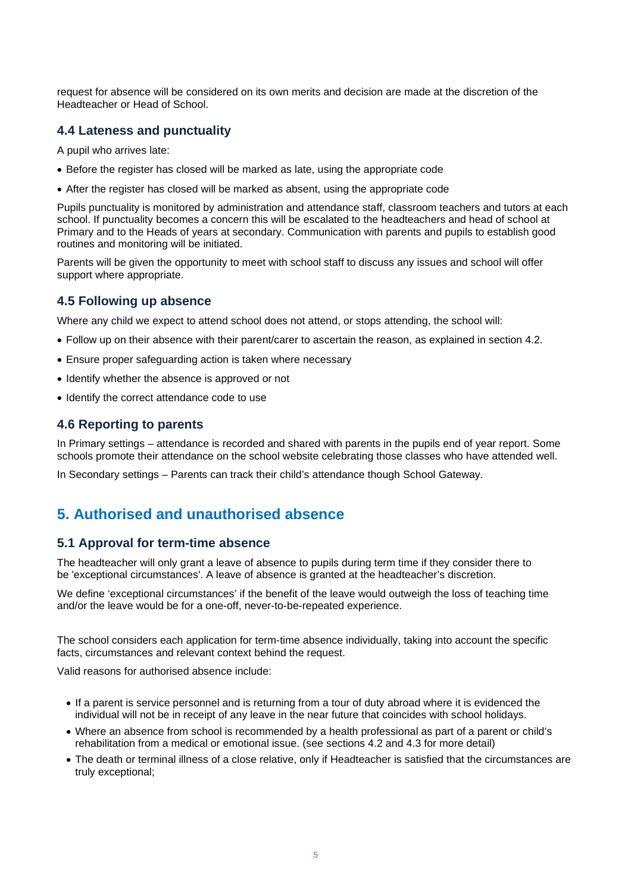request for absence will be considered on its own merits and decision are made at the discretion of the Headteacher or Head of School.

### 4.4 Lateness and punctuality

A pupil who arrives late:

- Before the register has closed will be marked as late, using the appropriate code
- After the register has closed will be marked as absent, using the appropriate code

Pupils punctuality is monitored by administration and attendance staff, classroom teachers and tutors at each school. If punctuality becomes a concern this will be escalated to the headteachers and head of school at Primary and to the Heads of years at secondary. Communication with parents and pupils to establish good routines and monitoring will be initiated.

Parents will be given the opportunity to meet with school staff to discuss any issues and school will offer support where appropriate.

### 4.5 Following up absence

Where any child we expect to attend school does not attend, or stops attending, the school will:

- Follow up on their absence with their parent/carer to ascertain the reason, as explained in section 4.2.
- Ensure proper safeguarding action is taken where necessary
- Identify whether the absence is approved or not
- Identify the correct attendance code to use

### 4.6 Reporting to parents

In Primary settings – attendance is recorded and shared with parents in the pupils end of year report. Some schools promote their attendance on the school website celebrating those classes who have attended well.

In Secondary settings – Parents can track their child's attendance though School Gateway.

## 5. Authorised and unauthorised absence

### 5.1 Approval for term-time absence

The headteacher will only grant a leave of absence to pupils during term time if they consider there to be 'exceptional circumstances'. A leave of absence is granted at the headteacher's discretion.

We define 'exceptional circumstances' if the benefit of the leave would outweigh the loss of teaching time and/or the leave would be for a one-off, never-to-be-repeated experience.

The school considers each application for term-time absence individually, taking into account the specific facts, circumstances and relevant context behind the request.

Valid reasons for authorised absence include:

- If a parent is service personnel and is returning from a tour of duty abroad where it is evidenced the individual will not be in receipt of any leave in the near future that coincides with school holidays.
- Where an absence from school is recommended by a health professional as part of a parent or child's rehabilitation from a medical or emotional issue. (see sections 4.2 and 4.3 for more detail)
- The death or terminal illness of a close relative, only if Headteacher is satisfied that the circumstances are truly exceptional;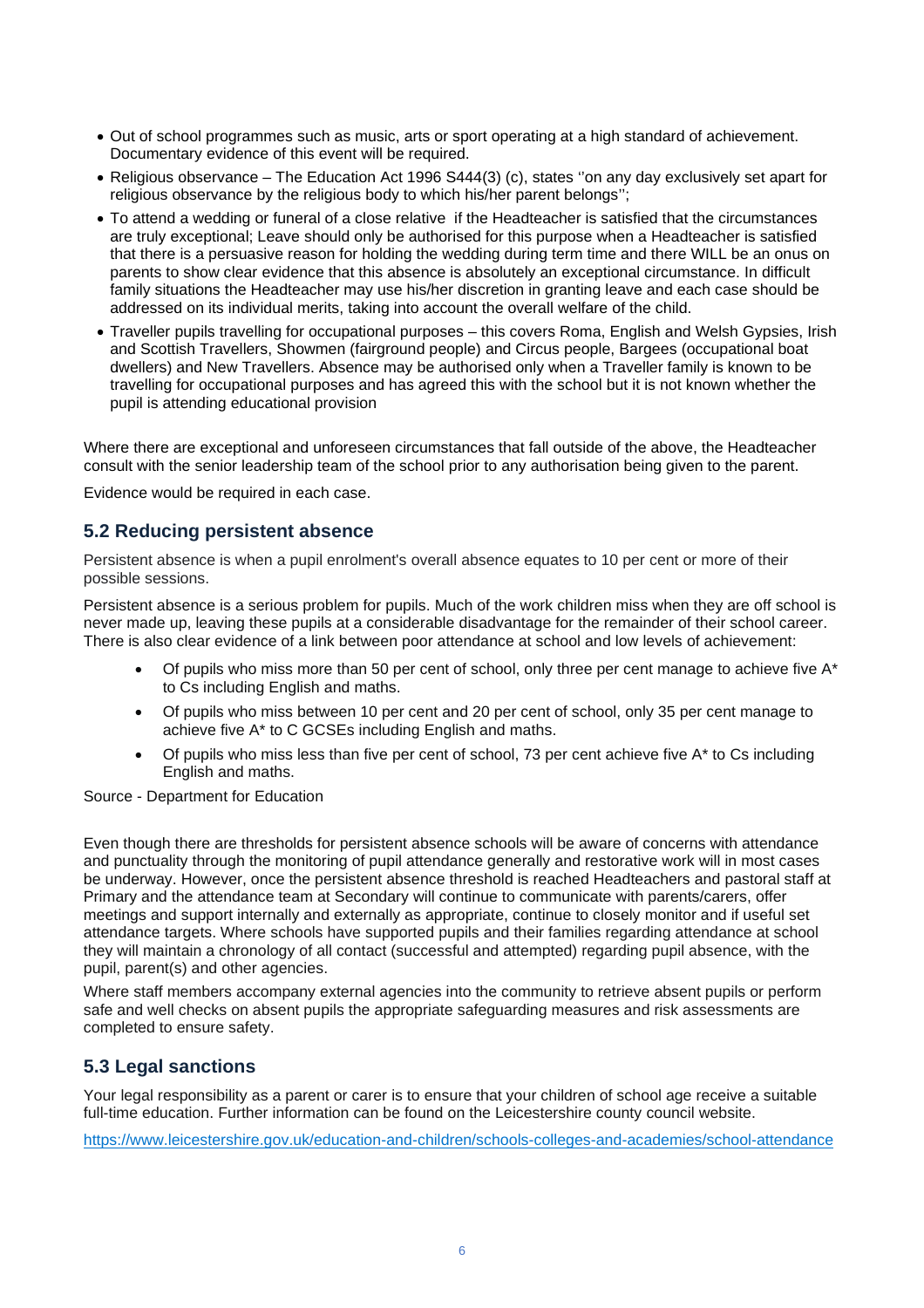- Out of school programmes such as music, arts or sport operating at a high standard of achievement. Documentary evidence of this event will be required.
- Religious observance – The Education Act 1996 S444(3) (c), states ''on any day exclusively set apart for religious observance by the religious body to which his/her parent belongs'';
- To attend a wedding or funeral of a close relative  if the Headteacher is satisfied that the circumstances are truly exceptional; Leave should only be authorised for this purpose when a Headteacher is satisfied that there is a persuasive reason for holding the wedding during term time and there WILL be an onus on parents to show clear evidence that this absence is absolutely an exceptional circumstance. In difficult family situations the Headteacher may use his/her discretion in granting leave and each case should be addressed on its individual merits, taking into account the overall welfare of the child.
- Traveller pupils travelling for occupational purposes – this covers Roma, English and Welsh Gypsies, Irish and Scottish Travellers, Showmen (fairground people) and Circus people, Bargees (occupational boat dwellers) and New Travellers. Absence may be authorised only when a Traveller family is known to be travelling for occupational purposes and has agreed this with the school but it is not known whether the pupil is attending educational provision

Where there are exceptional and unforeseen circumstances that fall outside of the above, the Headteacher consult with the senior leadership team of the school prior to any authorisation being given to the parent.

Evidence would be required in each case.

## 5.2 Reducing persistent absence

Persistent absence is when a pupil enrolment's overall absence equates to 10 per cent or more of their possible sessions.

Persistent absence is a serious problem for pupils. Much of the work children miss when they are off school is never made up, leaving these pupils at a considerable disadvantage for the remainder of their school career. There is also clear evidence of a link between poor attendance at school and low levels of achievement:

- Of pupils who miss more than 50 per cent of school, only three per cent manage to achieve five A* to Cs including English and maths.
- Of pupils who miss between 10 per cent and 20 per cent of school, only 35 per cent manage to achieve five A* to C GCSEs including English and maths.
- Of pupils who miss less than five per cent of school, 73 per cent achieve five A* to Cs including English and maths.

Source - Department for Education

Even though there are thresholds for persistent absence schools will be aware of concerns with attendance and punctuality through the monitoring of pupil attendance generally and restorative work will in most cases be underway. However, once the persistent absence threshold is reached Headteachers and pastoral staff at Primary and the attendance team at Secondary will continue to communicate with parents/carers, offer meetings and support internally and externally as appropriate, continue to closely monitor and if useful set attendance targets. Where schools have supported pupils and their families regarding attendance at school they will maintain a chronology of all contact (successful and attempted) regarding pupil absence, with the pupil, parent(s) and other agencies.

Where staff members accompany external agencies into the community to retrieve absent pupils or perform safe and well checks on absent pupils the appropriate safeguarding measures and risk assessments are completed to ensure safety.

## 5.3 Legal sanctions

Your legal responsibility as a parent or carer is to ensure that your children of school age receive a suitable full-time education. Further information can be found on the Leicestershire county council website.

https://www.leicestershire.gov.uk/education-and-children/schools-colleges-and-academies/school-attendance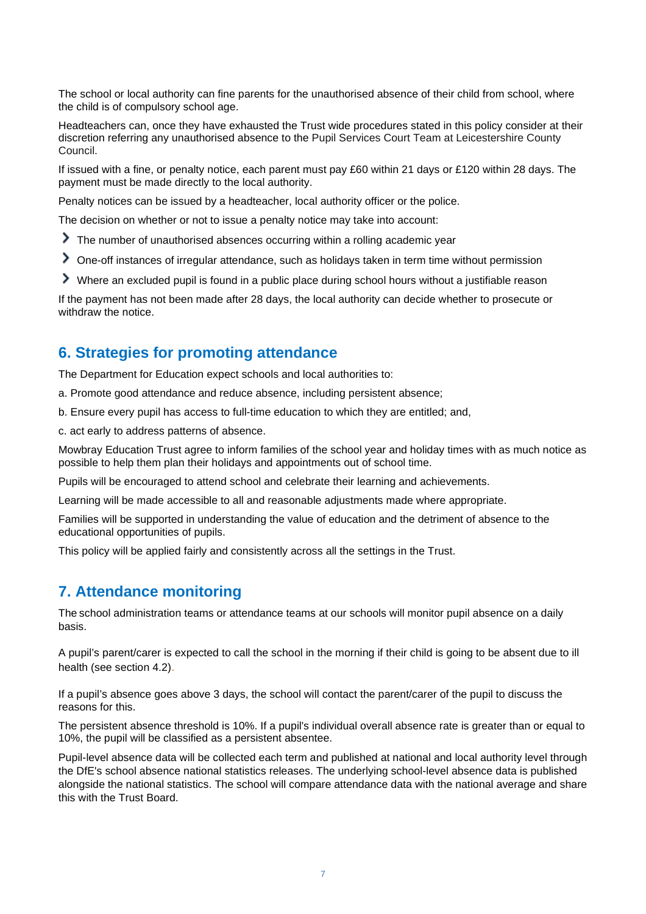The school or local authority can fine parents for the unauthorised absence of their child from school, where the child is of compulsory school age.

Headteachers can, once they have exhausted the Trust wide procedures stated in this policy consider at their discretion referring any unauthorised absence to the Pupil Services Court Team at Leicestershire County Council.

If issued with a fine, or penalty notice, each parent must pay £60 within 21 days or £120 within 28 days. The payment must be made directly to the local authority.

Penalty notices can be issued by a headteacher, local authority officer or the police.

The decision on whether or not to issue a penalty notice may take into account:

- The number of unauthorised absences occurring within a rolling academic year
- One-off instances of irregular attendance, such as holidays taken in term time without permission
- Where an excluded pupil is found in a public place during school hours without a justifiable reason

If the payment has not been made after 28 days, the local authority can decide whether to prosecute or withdraw the notice.

## 6. Strategies for promoting attendance

The Department for Education expect schools and local authorities to:

a. Promote good attendance and reduce absence, including persistent absence;

b. Ensure every pupil has access to full-time education to which they are entitled; and,

c. act early to address patterns of absence.

Mowbray Education Trust agree to inform families of the school year and holiday times with as much notice as possible to help them plan their holidays and appointments out of school time.

Pupils will be encouraged to attend school and celebrate their learning and achievements.

Learning will be made accessible to all and reasonable adjustments made where appropriate.

Families will be supported in understanding the value of education and the detriment of absence to the educational opportunities of pupils.

This policy will be applied fairly and consistently across all the settings in the Trust.

## 7. Attendance monitoring

The school administration teams or attendance teams at our schools will monitor pupil absence on a daily basis.

A pupil's parent/carer is expected to call the school in the morning if their child is going to be absent due to ill health (see section 4.2).

If a pupil's absence goes above 3 days, the school will contact the parent/carer of the pupil to discuss the reasons for this.

The persistent absence threshold is 10%. If a pupil's individual overall absence rate is greater than or equal to 10%, the pupil will be classified as a persistent absentee.

Pupil-level absence data will be collected each term and published at national and local authority level through the DfE's school absence national statistics releases. The underlying school-level absence data is published alongside the national statistics. The school will compare attendance data with the national average and share this with the Trust Board.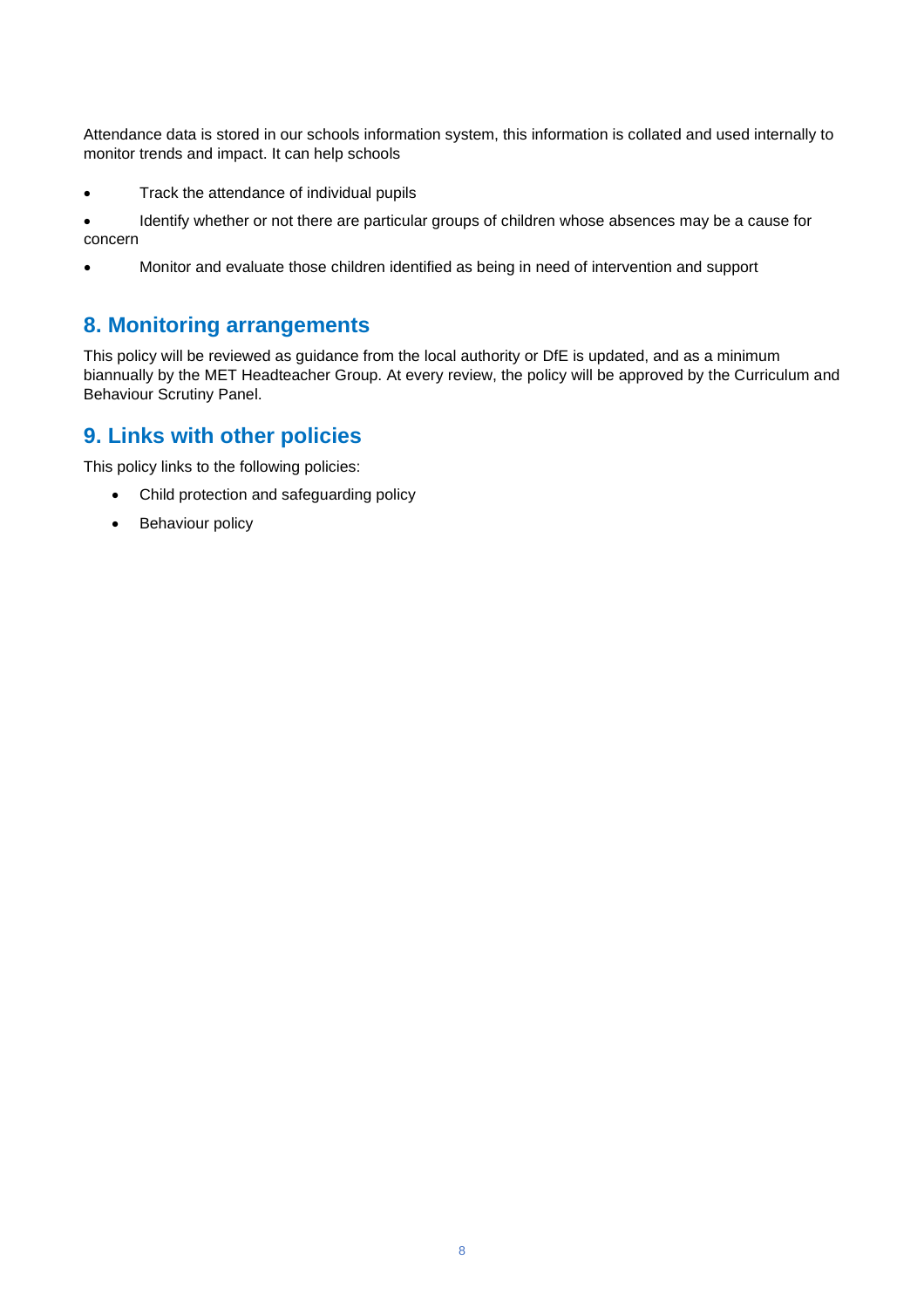Attendance data is stored in our schools information system, this information is collated and used internally to monitor trends and impact. It can help schools

- Track the attendance of individual pupils
- Identify whether or not there are particular groups of children whose absences may be a cause for concern
- Monitor and evaluate those children identified as being in need of intervention and support

## 8. Monitoring arrangements

This policy will be reviewed as guidance from the local authority or DfE is updated, and as a minimum biannually by the MET Headteacher Group. At every review, the policy will be approved by the Curriculum and Behaviour Scrutiny Panel.

## 9. Links with other policies

This policy links to the following policies:

- Child protection and safeguarding policy
- Behaviour policy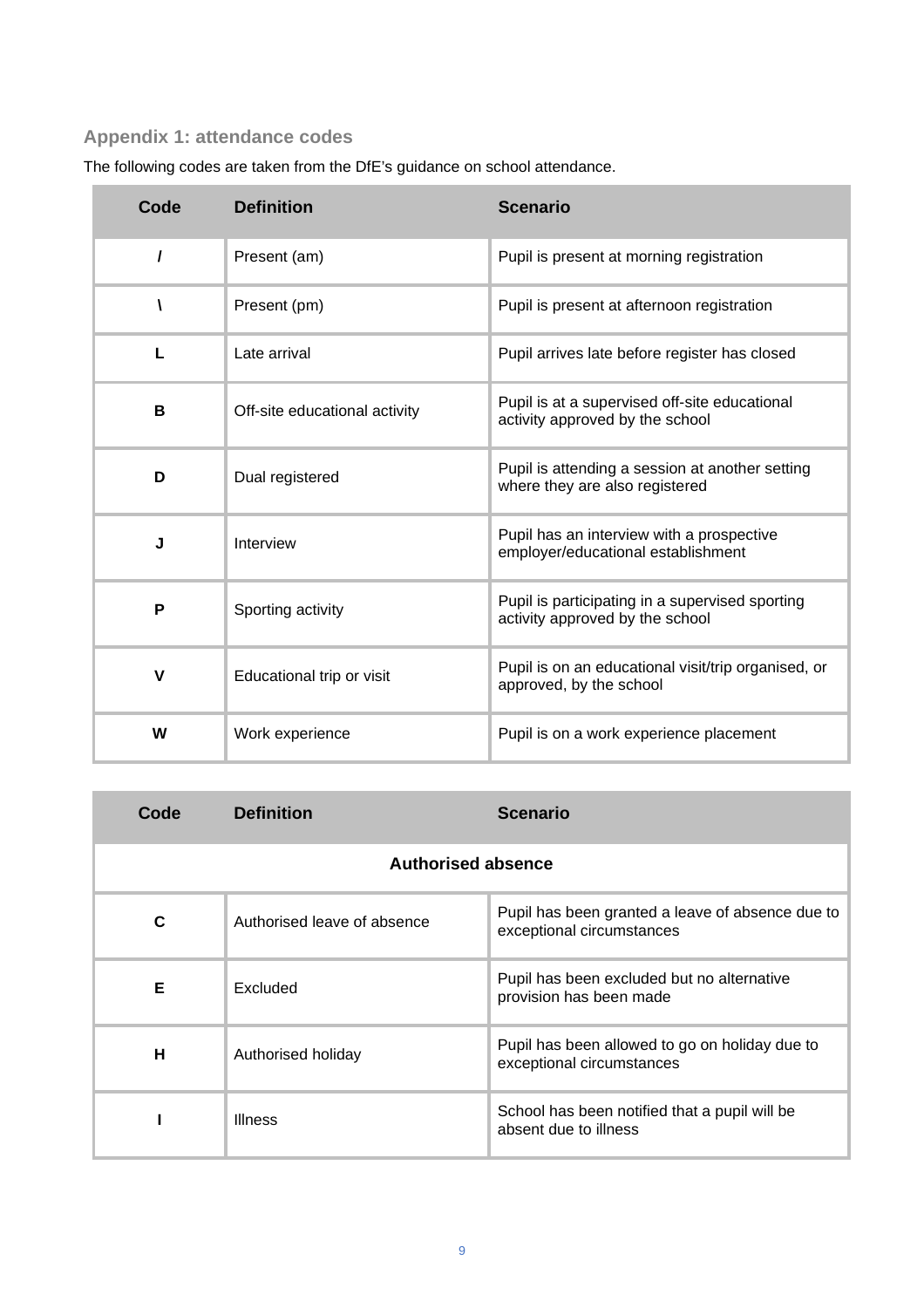## Appendix 1: attendance codes

The following codes are taken from the DfE's guidance on school attendance.

| Code | Definition | Scenario |
|---|---|---|
| / | Present (am) | Pupil is present at morning registration |
| \ | Present (pm) | Pupil is present at afternoon registration |
| L | Late arrival | Pupil arrives late before register has closed |
| B | Off-site educational activity | Pupil is at a supervised off-site educational activity approved by the school |
| D | Dual registered | Pupil is attending a session at another setting where they are also registered |
| J | Interview | Pupil has an interview with a prospective employer/educational establishment |
| P | Sporting activity | Pupil is participating in a supervised sporting activity approved by the school |
| V | Educational trip or visit | Pupil is on an educational visit/trip organised, or approved, by the school |
| W | Work experience | Pupil is on a work experience placement |

| Code | Definition | Scenario |
|---|---|---|
| **Authorised absence** | | |
| C | Authorised leave of absence | Pupil has been granted a leave of absence due to exceptional circumstances |
| E | Excluded | Pupil has been excluded but no alternative provision has been made |
| H | Authorised holiday | Pupil has been allowed to go on holiday due to exceptional circumstances |
| I | Illness | School has been notified that a pupil will be absent due to illness |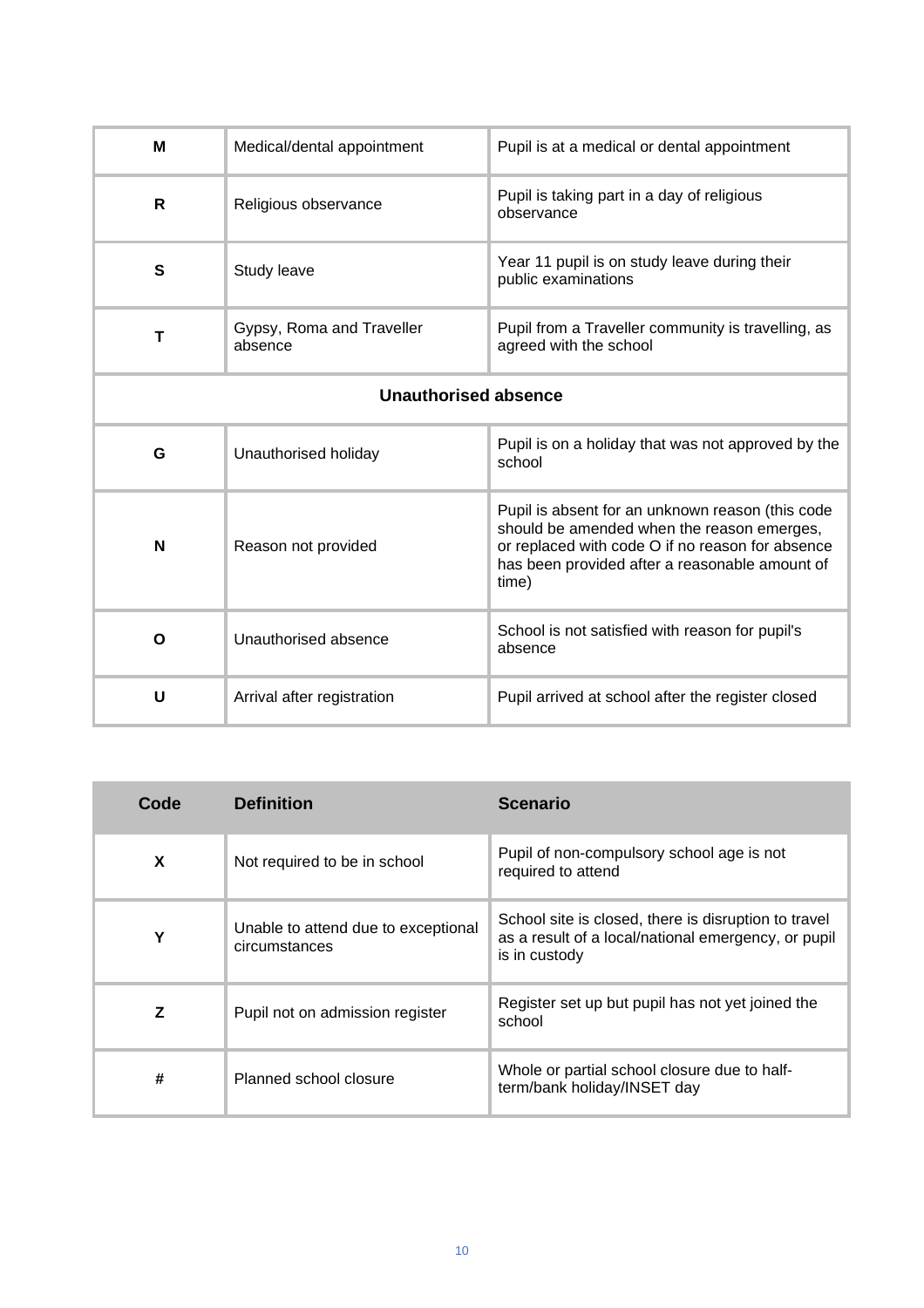| | | |
|---|---|---|
| **M** | Medical/dental appointment | Pupil is at a medical or dental appointment |
| **R** | Religious observance | Pupil is taking part in a day of religious observance |
| **S** | Study leave | Year 11 pupil is on study leave during their public examinations |
| **T** | Gypsy, Roma and Traveller absence | Pupil from a Traveller community is travelling, as agreed with the school |
| **Unauthorised absence** | | |
| **G** | Unauthorised holiday | Pupil is on a holiday that was not approved by the school |
| **N** | Reason not provided | Pupil is absent for an unknown reason (this code should be amended when the reason emerges, or replaced with code O if no reason for absence has been provided after a reasonable amount of time) |
| **O** | Unauthorised absence | School is not satisfied with reason for pupil's absence |
| **U** | Arrival after registration | Pupil arrived at school after the register closed |

| Code | Definition | Scenario |
|---|---|---|
| **X** | Not required to be in school | Pupil of non-compulsory school age is not required to attend |
| **Y** | Unable to attend due to exceptional circumstances | School site is closed, there is disruption to travel as a result of a local/national emergency, or pupil is in custody |
| **Z** | Pupil not on admission register | Register set up but pupil has not yet joined the school |
| **#** | Planned school closure | Whole or partial school closure due to half-term/bank holiday/INSET day |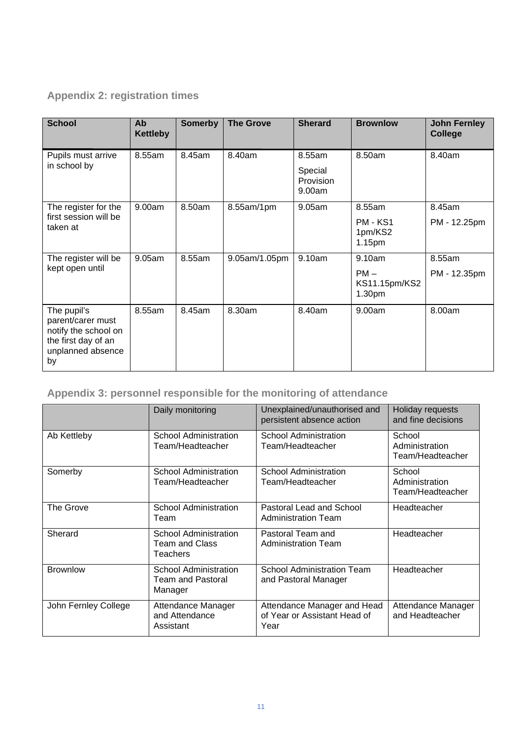## Appendix 2: registration times

| School | Ab Kettleby | Somerby | The Grove | Sherard | Brownlow | John Fernley College |
|---|---|---|---|---|---|---|
| Pupils must arrive in school by | 8.55am | 8.45am | 8.40am | 8.55am<br>Special Provision 9.00am | 8.50am | 8.40am |
| The register for the first session will be taken at | 9.00am | 8.50am | 8.55am/1pm | 9.05am | 8.55am<br>PM - KS1 1pm/KS2 1.15pm | 8.45am<br>PM - 12.25pm |
| The register will be kept open until | 9.05am | 8.55am | 9.05am/1.05pm | 9.10am | 9.10am<br>PM – KS11.15pm/KS2 1.30pm | 8.55am<br>PM - 12.35pm |
| The pupil's parent/carer must notify the school on the first day of an unplanned absence by | 8.55am | 8.45am | 8.30am | 8.40am | 9.00am | 8.00am |

## Appendix 3: personnel responsible for the monitoring of attendance

| | Daily monitoring | Unexplained/unauthorised and persistent absence action | Holiday requests and fine decisions |
|---|---|---|---|
| Ab Kettleby | School Administration Team/Headteacher | School Administration Team/Headteacher | School Administration Team/Headteacher |
| Somerby | School Administration Team/Headteacher | School Administration Team/Headteacher | School Administration Team/Headteacher |
| The Grove | School Administration Team | Pastoral Lead and School Administration Team | Headteacher |
| Sherard | School Administration Team and Class Teachers | Pastoral Team and Administration Team | Headteacher |
| Brownlow | School Administration Team and Pastoral Manager | School Administration Team and Pastoral Manager | Headteacher |
| John Fernley College | Attendance Manager and Attendance Assistant | Attendance Manager and Head of Year or Assistant Head of Year | Attendance Manager and Headteacher |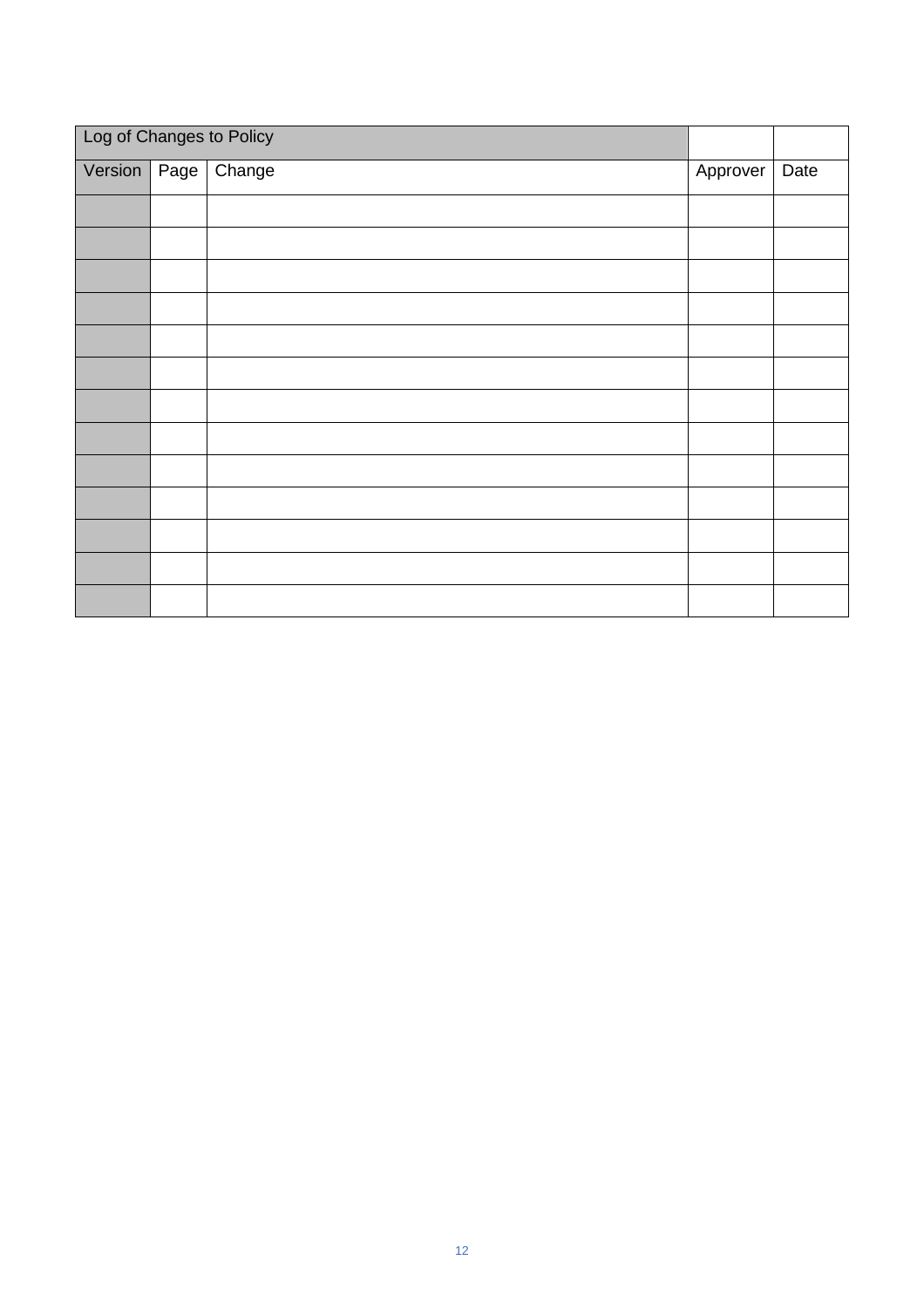| Log of Changes to Policy | | | | |
|---|---|---|---|---|
| Version | Page | Change | Approver | Date |
| | | | | |
| | | | | |
| | | | | |
| | | | | |
| | | | | |
| | | | | |
| | | | | |
| | | | | |
| | | | | |
| | | | | |
| | | | | |
| | | | | |
| | | | | |